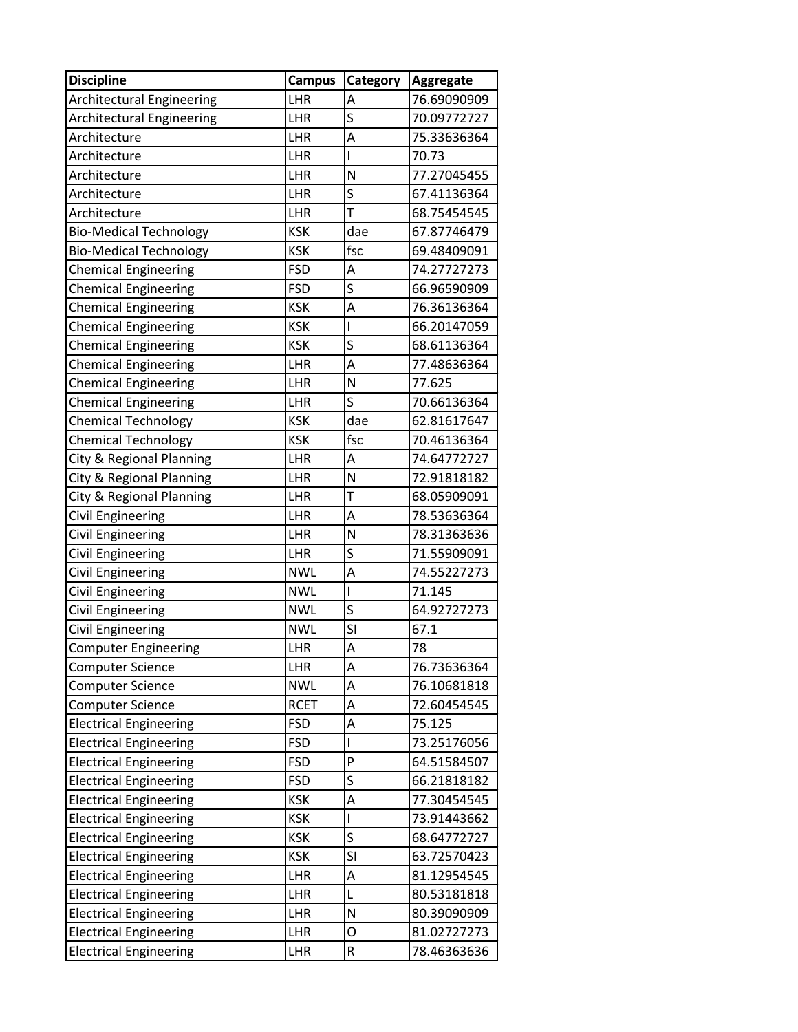| Discipline | Campus | Category | Aggregate |
|---|---|---|---|
| Architectural Engineering | LHR | A | 76.69090909 |
| Architectural Engineering | LHR | S | 70.09772727 |
| Architecture | LHR | A | 75.33636364 |
| Architecture | LHR | I | 70.73 |
| Architecture | LHR | N | 77.27045455 |
| Architecture | LHR | S | 67.41136364 |
| Architecture | LHR | T | 68.75454545 |
| Bio-Medical Technology | KSK | dae | 67.87746479 |
| Bio-Medical Technology | KSK | fsc | 69.48409091 |
| Chemical Engineering | FSD | A | 74.27727273 |
| Chemical Engineering | FSD | S | 66.96590909 |
| Chemical Engineering | KSK | A | 76.36136364 |
| Chemical Engineering | KSK | I | 66.20147059 |
| Chemical Engineering | KSK | S | 68.61136364 |
| Chemical Engineering | LHR | A | 77.48636364 |
| Chemical Engineering | LHR | N | 77.625 |
| Chemical Engineering | LHR | S | 70.66136364 |
| Chemical Technology | KSK | dae | 62.81617647 |
| Chemical Technology | KSK | fsc | 70.46136364 |
| City & Regional Planning | LHR | A | 74.64772727 |
| City & Regional Planning | LHR | N | 72.91818182 |
| City & Regional Planning | LHR | T | 68.05909091 |
| Civil Engineering | LHR | A | 78.53636364 |
| Civil Engineering | LHR | N | 78.31363636 |
| Civil Engineering | LHR | S | 71.55909091 |
| Civil Engineering | NWL | A | 74.55227273 |
| Civil Engineering | NWL | I | 71.145 |
| Civil Engineering | NWL | S | 64.92727273 |
| Civil Engineering | NWL | SI | 67.1 |
| Computer Engineering | LHR | A | 78 |
| Computer Science | LHR | A | 76.73636364 |
| Computer Science | NWL | A | 76.10681818 |
| Computer Science | RCET | A | 72.60454545 |
| Electrical Engineering | FSD | A | 75.125 |
| Electrical Engineering | FSD | I | 73.25176056 |
| Electrical Engineering | FSD | P | 64.51584507 |
| Electrical Engineering | FSD | S | 66.21818182 |
| Electrical Engineering | KSK | A | 77.30454545 |
| Electrical Engineering | KSK | I | 73.91443662 |
| Electrical Engineering | KSK | S | 68.64772727 |
| Electrical Engineering | KSK | SI | 63.72570423 |
| Electrical Engineering | LHR | A | 81.12954545 |
| Electrical Engineering | LHR | L | 80.53181818 |
| Electrical Engineering | LHR | N | 80.39090909 |
| Electrical Engineering | LHR | O | 81.02727273 |
| Electrical Engineering | LHR | R | 78.46363636 |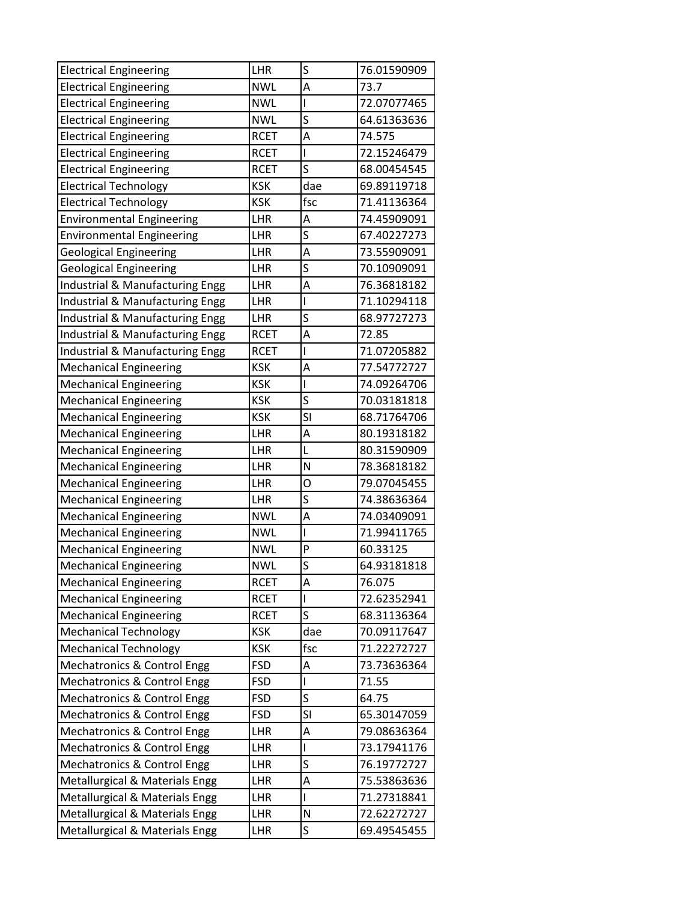| Electrical Engineering | LHR | S | 76.01590909 |
|---|---|---|---|
| Electrical Engineering | NWL | A | 73.7 |
| Electrical Engineering | NWL | I | 72.07077465 |
| Electrical Engineering | NWL | S | 64.61363636 |
| Electrical Engineering | RCET | A | 74.575 |
| Electrical Engineering | RCET | I | 72.15246479 |
| Electrical Engineering | RCET | S | 68.00454545 |
| Electrical Technology | KSK | dae | 69.89119718 |
| Electrical Technology | KSK | fsc | 71.41136364 |
| Environmental Engineering | LHR | A | 74.45909091 |
| Environmental Engineering | LHR | S | 67.40227273 |
| Geological Engineering | LHR | A | 73.55909091 |
| Geological Engineering | LHR | S | 70.10909091 |
| Industrial & Manufacturing Engg | LHR | A | 76.36818182 |
| Industrial & Manufacturing Engg | LHR | I | 71.10294118 |
| Industrial & Manufacturing Engg | LHR | S | 68.97727273 |
| Industrial & Manufacturing Engg | RCET | A | 72.85 |
| Industrial & Manufacturing Engg | RCET | I | 71.07205882 |
| Mechanical Engineering | KSK | A | 77.54772727 |
| Mechanical Engineering | KSK | I | 74.09264706 |
| Mechanical Engineering | KSK | S | 70.03181818 |
| Mechanical Engineering | KSK | SI | 68.71764706 |
| Mechanical Engineering | LHR | A | 80.19318182 |
| Mechanical Engineering | LHR | L | 80.31590909 |
| Mechanical Engineering | LHR | N | 78.36818182 |
| Mechanical Engineering | LHR | O | 79.07045455 |
| Mechanical Engineering | LHR | S | 74.38636364 |
| Mechanical Engineering | NWL | A | 74.03409091 |
| Mechanical Engineering | NWL | I | 71.99411765 |
| Mechanical Engineering | NWL | P | 60.33125 |
| Mechanical Engineering | NWL | S | 64.93181818 |
| Mechanical Engineering | RCET | A | 76.075 |
| Mechanical Engineering | RCET | I | 72.62352941 |
| Mechanical Engineering | RCET | S | 68.31136364 |
| Mechanical Technology | KSK | dae | 70.09117647 |
| Mechanical Technology | KSK | fsc | 71.22272727 |
| Mechatronics & Control Engg | FSD | A | 73.73636364 |
| Mechatronics & Control Engg | FSD | I | 71.55 |
| Mechatronics & Control Engg | FSD | S | 64.75 |
| Mechatronics & Control Engg | FSD | SI | 65.30147059 |
| Mechatronics & Control Engg | LHR | A | 79.08636364 |
| Mechatronics & Control Engg | LHR | I | 73.17941176 |
| Mechatronics & Control Engg | LHR | S | 76.19772727 |
| Metallurgical & Materials Engg | LHR | A | 75.53863636 |
| Metallurgical & Materials Engg | LHR | I | 71.27318841 |
| Metallurgical & Materials Engg | LHR | N | 72.62272727 |
| Metallurgical & Materials Engg | LHR | S | 69.49545455 |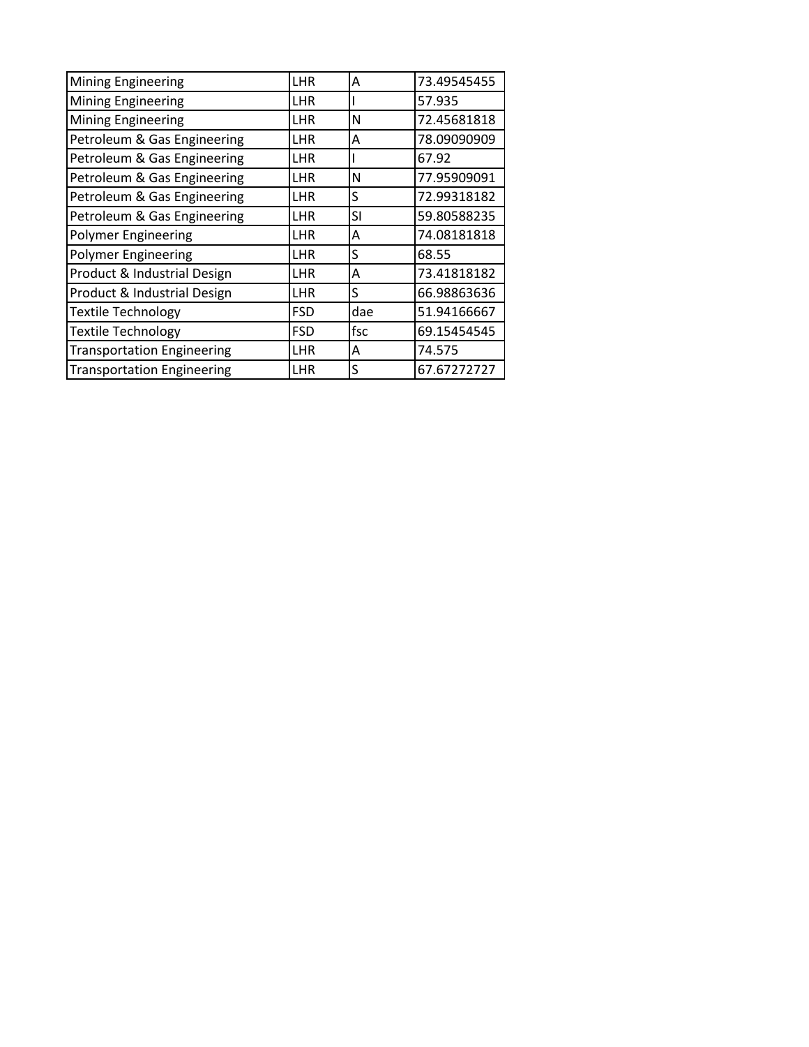| | | | |
|---|---|---|---|
| Mining Engineering | LHR | A | 73.49545455 |
| Mining Engineering | LHR | I | 57.935 |
| Mining Engineering | LHR | N | 72.45681818 |
| Petroleum & Gas Engineering | LHR | A | 78.09090909 |
| Petroleum & Gas Engineering | LHR | I | 67.92 |
| Petroleum & Gas Engineering | LHR | N | 77.95909091 |
| Petroleum & Gas Engineering | LHR | S | 72.99318182 |
| Petroleum & Gas Engineering | LHR | SI | 59.80588235 |
| Polymer Engineering | LHR | A | 74.08181818 |
| Polymer Engineering | LHR | S | 68.55 |
| Product & Industrial Design | LHR | A | 73.41818182 |
| Product & Industrial Design | LHR | S | 66.98863636 |
| Textile Technology | FSD | dae | 51.94166667 |
| Textile Technology | FSD | fsc | 69.15454545 |
| Transportation Engineering | LHR | A | 74.575 |
| Transportation Engineering | LHR | S | 67.67272727 |